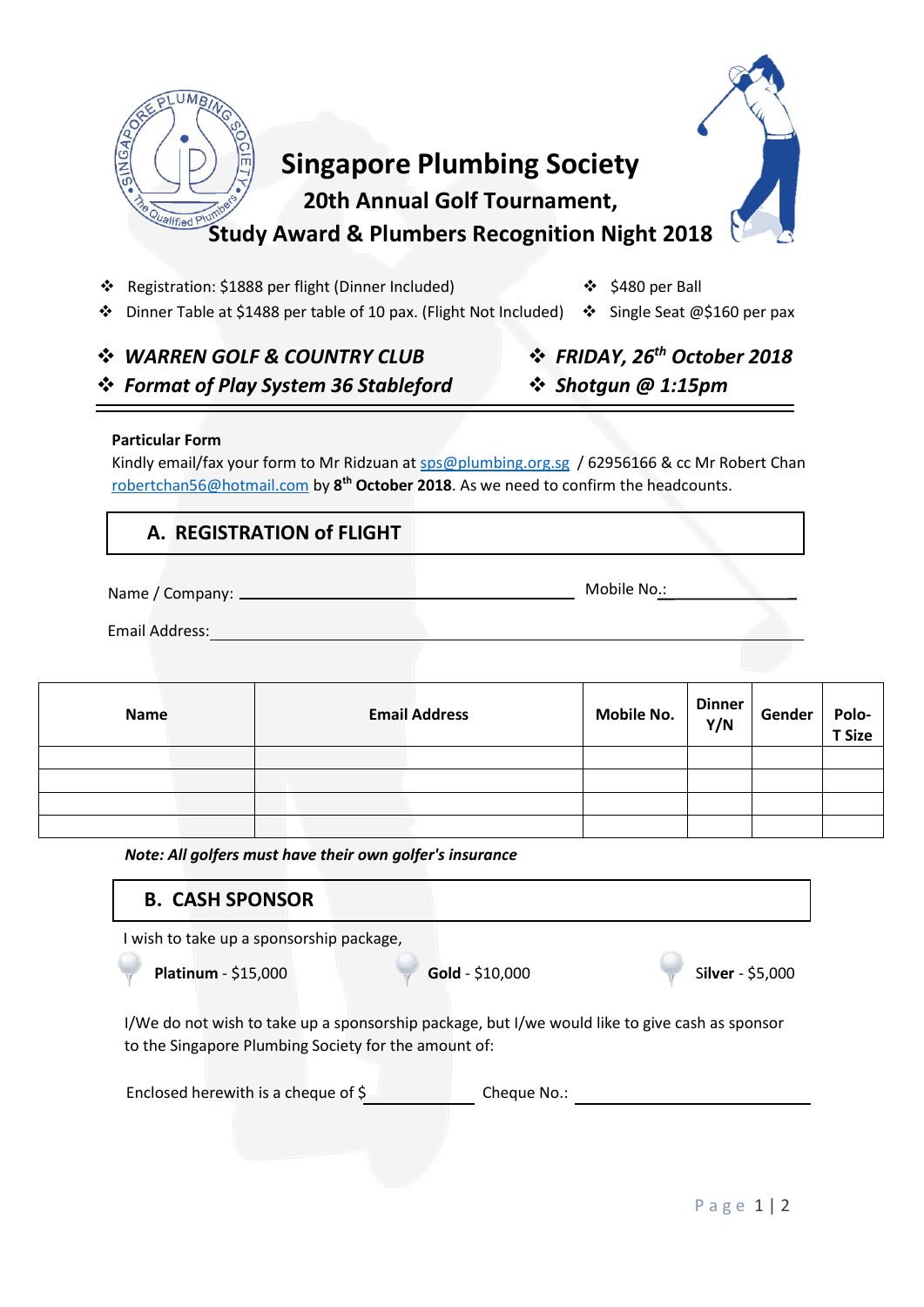# Singapore Plumbing Society

## 20th Annual Golf Tournament,

## Study Award & Plumbers Recognition Night 2018

- Registration: $1888 per flight (Dinner Included)
- Dinner Table at $1488 per table of 10 pax. (Flight Not Included)
- $480 per Ball
- Single Seat @$160 per pax

- ***WARREN GOLF & COUNTRY CLUB***
- ***Format of Play System 36 Stableford***
- ***FRIDAY, 26th October 2018***
- ***Shotgun @ 1:15pm***

---

**Particular Form**

Kindly email/fax your form to Mr Ridzuan at sps@plumbing.org.sg / 62956166 & cc Mr Robert Chan robertchan56@hotmail.com by **8th October 2018**. As we need to confirm the headcounts.

## A. REGISTRATION of FLIGHT

Name / Company: ______________________________ Mobile No.: ______________

Email Address: ______________________________________________

| Name | Email Address | Mobile No. | Dinner Y/N | Gender | Polo-T Size |
|---|---|---|---|---|---|
| | | | | | |
| | | | | | |
| | | | | | |
| | | | | | |

***Note: All golfers must have their own golfer's insurance***

## B. CASH SPONSOR

I wish to take up a sponsorship package,

**Platinum** - $15,000 &nbsp;&nbsp;&nbsp; **Gold** - $10,000 &nbsp;&nbsp;&nbsp; **Silver** - $5,000

I/We do not wish to take up a sponsorship package, but I/we would like to give cash as sponsor to the Singapore Plumbing Society for the amount of:

Enclosed herewith is a cheque of $ ____________ Cheque No.: ____________________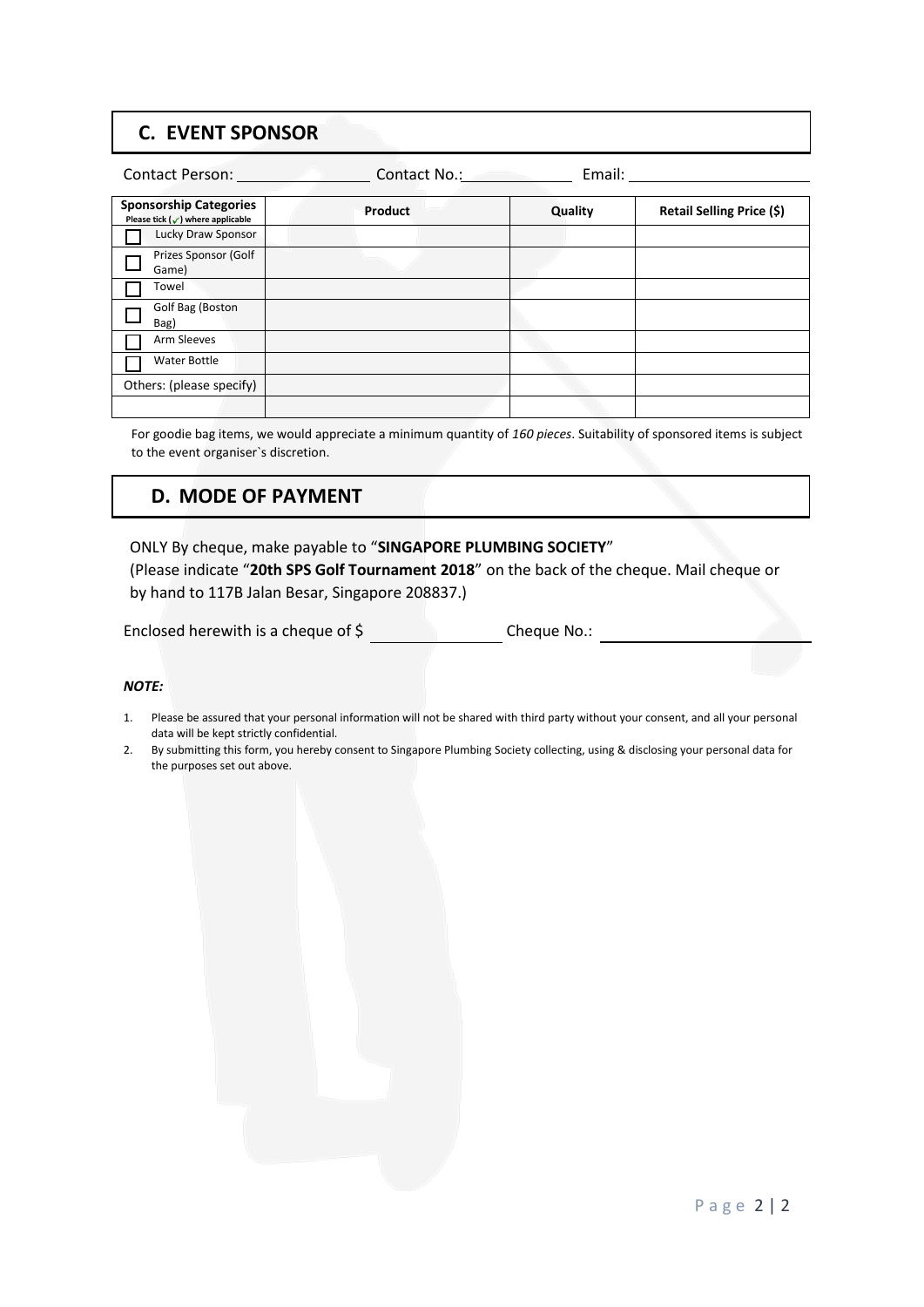## C. EVENT SPONSOR

Contact Person: ________________ Contact No.: ______________ Email: ______________________

| Sponsorship Categories<br>Please tick (✓) where applicable | Product | Quality | Retail Selling Price ($) |
|---|---|---|---|
| ☐ Lucky Draw Sponsor | | | |
| ☐ Prizes Sponsor (Golf Game) | | | |
| ☐ Towel | | | |
| ☐ Golf Bag (Boston Bag) | | | |
| ☐ Arm Sleeves | | | |
| ☐ Water Bottle | | | |
| Others: (please specify) | | | |
| | | | |

For goodie bag items, we would appreciate a minimum quantity of *160 pieces*. Suitability of sponsored items is subject to the event organiser`s discretion.

## D. MODE OF PAYMENT

ONLY By cheque, make payable to "**SINGAPORE PLUMBING SOCIETY**"
(Please indicate "**20th SPS Golf Tournament 2018**" on the back of the cheque. Mail cheque or by hand to 117B Jalan Besar, Singapore 208837.)

Enclosed herewith is a cheque of $ ______________ Cheque No.: ______________________

***NOTE:***

1. Please be assured that your personal information will not be shared with third party without your consent, and all your personal data will be kept strictly confidential.
2. By submitting this form, you hereby consent to Singapore Plumbing Society collecting, using & disclosing your personal data for the purposes set out above.